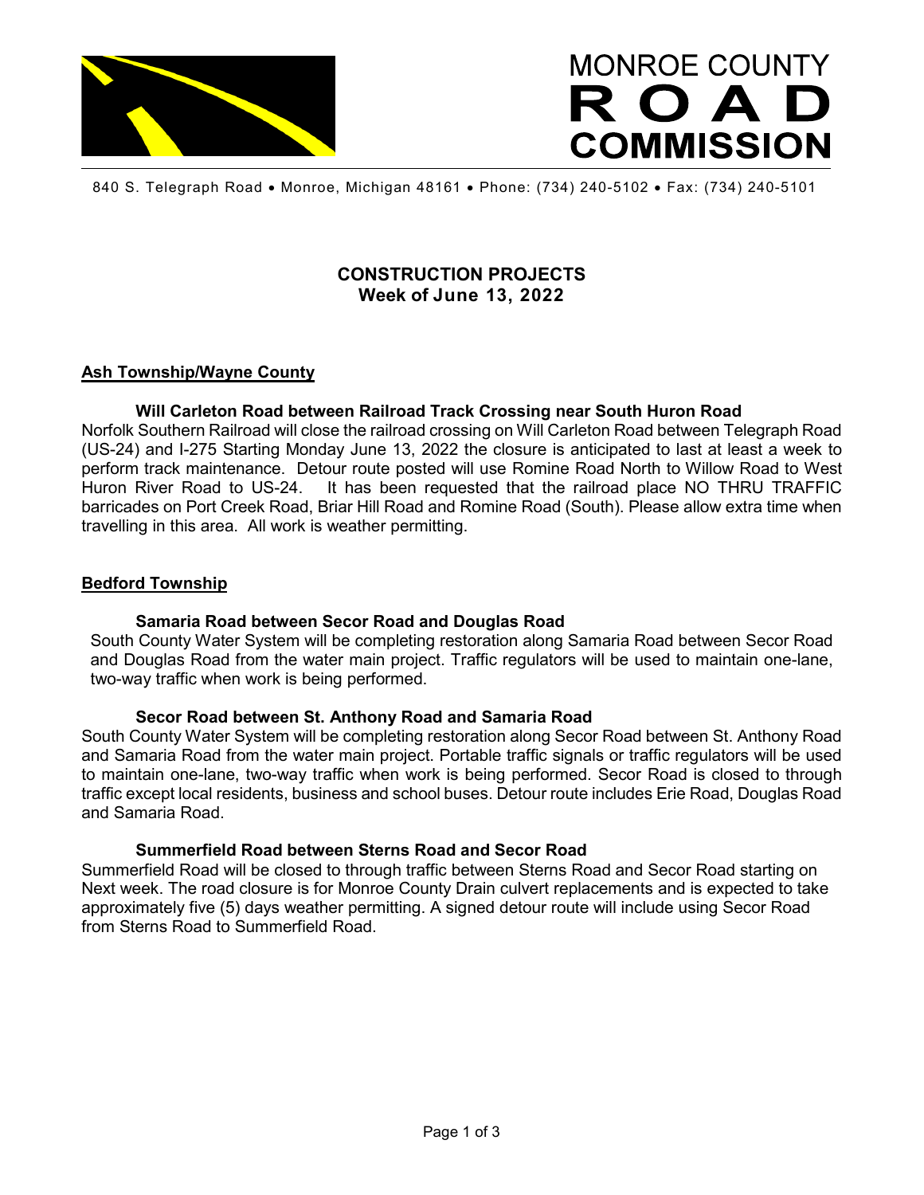# MONROE COUNTY ROAD COMMISSION

840 S. Telegraph Road • Monroe, Michigan 48161 • Phone: (734) 240-5102 • Fax: (734) 240-5101

## CONSTRUCTION PROJECTS
### Week of June 13, 2022

## Ash Township/Wayne County

### Will Carleton Road between Railroad Track Crossing near South Huron Road

Norfolk Southern Railroad will close the railroad crossing on Will Carleton Road between Telegraph Road (US-24) and I-275 Starting Monday June 13, 2022 the closure is anticipated to last at least a week to perform track maintenance. Detour route posted will use Romine Road North to Willow Road to West Huron River Road to US-24. It has been requested that the railroad place NO THRU TRAFFIC barricades on Port Creek Road, Briar Hill Road and Romine Road (South). Please allow extra time when travelling in this area. All work is weather permitting.

## Bedford Township

### Samaria Road between Secor Road and Douglas Road

South County Water System will be completing restoration along Samaria Road between Secor Road and Douglas Road from the water main project. Traffic regulators will be used to maintain one-lane, two-way traffic when work is being performed.

### Secor Road between St. Anthony Road and Samaria Road

South County Water System will be completing restoration along Secor Road between St. Anthony Road and Samaria Road from the water main project. Portable traffic signals or traffic regulators will be used to maintain one-lane, two-way traffic when work is being performed. Secor Road is closed to through traffic except local residents, business and school buses. Detour route includes Erie Road, Douglas Road and Samaria Road.

### Summerfield Road between Sterns Road and Secor Road

Summerfield Road will be closed to through traffic between Sterns Road and Secor Road starting on Next week. The road closure is for Monroe County Drain culvert replacements and is expected to take approximately five (5) days weather permitting. A signed detour route will include using Secor Road from Sterns Road to Summerfield Road.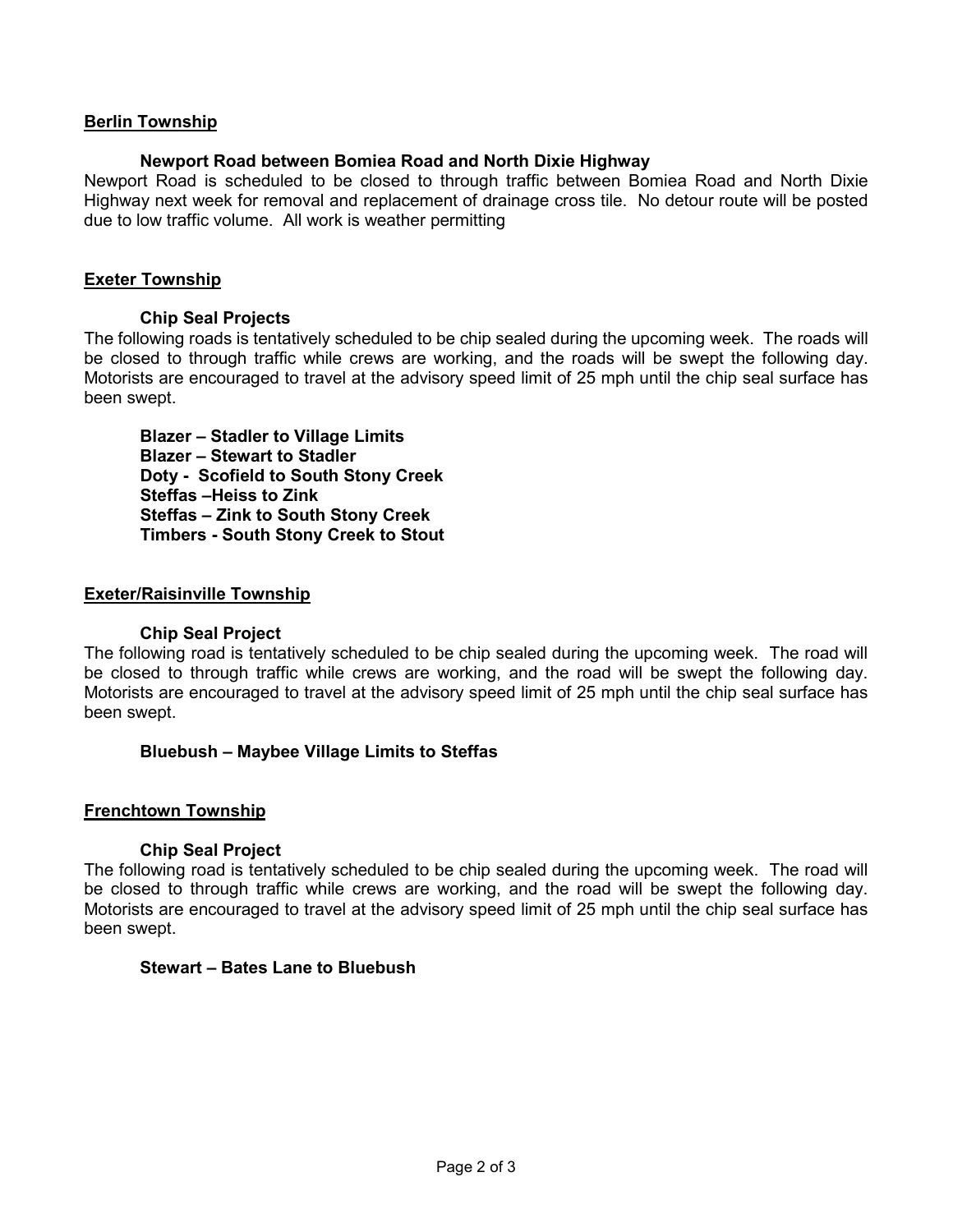## Berlin Township

### Newport Road between Bomiea Road and North Dixie Highway

Newport Road is scheduled to be closed to through traffic between Bomiea Road and North Dixie Highway next week for removal and replacement of drainage cross tile. No detour route will be posted due to low traffic volume. All work is weather permitting

## Exeter Township

### Chip Seal Projects

The following roads is tentatively scheduled to be chip sealed during the upcoming week. The roads will be closed to through traffic while crews are working, and the roads will be swept the following day. Motorists are encouraged to travel at the advisory speed limit of 25 mph until the chip seal surface has been swept.

**Blazer – Stadler to Village Limits**
**Blazer – Stewart to Stadler**
**Doty - Scofield to South Stony Creek**
**Steffas –Heiss to Zink**
**Steffas – Zink to South Stony Creek**
**Timbers - South Stony Creek to Stout**

## Exeter/Raisinville Township

### Chip Seal Project

The following road is tentatively scheduled to be chip sealed during the upcoming week. The road will be closed to through traffic while crews are working, and the road will be swept the following day. Motorists are encouraged to travel at the advisory speed limit of 25 mph until the chip seal surface has been swept.

**Bluebush – Maybee Village Limits to Steffas**

## Frenchtown Township

### Chip Seal Project

The following road is tentatively scheduled to be chip sealed during the upcoming week. The road will be closed to through traffic while crews are working, and the road will be swept the following day. Motorists are encouraged to travel at the advisory speed limit of 25 mph until the chip seal surface has been swept.

**Stewart – Bates Lane to Bluebush**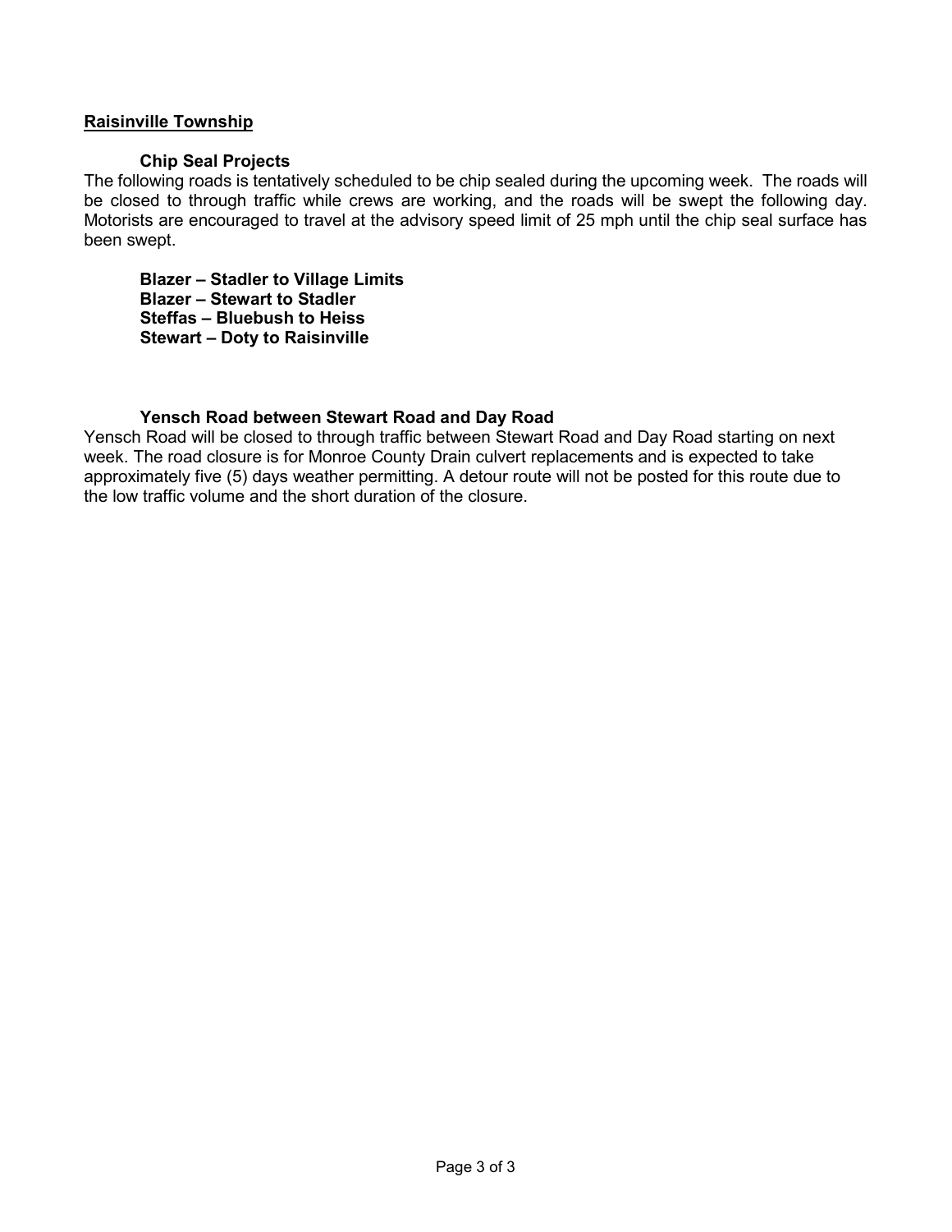## Raisinville Township

### Chip Seal Projects

The following roads is tentatively scheduled to be chip sealed during the upcoming week. The roads will be closed to through traffic while crews are working, and the roads will be swept the following day. Motorists are encouraged to travel at the advisory speed limit of 25 mph until the chip seal surface has been swept.

**Blazer – Stadler to Village Limits**
**Blazer – Stewart to Stadler**
**Steffas – Bluebush to Heiss**
**Stewart – Doty to Raisinville**

### Yensch Road between Stewart Road and Day Road

Yensch Road will be closed to through traffic between Stewart Road and Day Road starting on next week. The road closure is for Monroe County Drain culvert replacements and is expected to take approximately five (5) days weather permitting. A detour route will not be posted for this route due to the low traffic volume and the short duration of the closure.